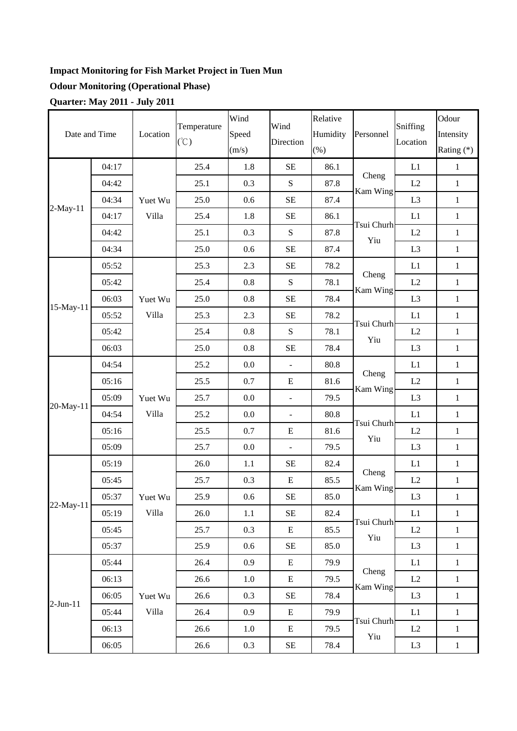**Impact Monitoring for Fish Market Project in Tuen Mun**

**Odour Monitoring (Operational Phase)**

**Quarter: May 2011 - July 2011**

| Date and Time | | Location | Temperature (℃) | Wind Speed (m/s) | Wind Direction | Relative Humidity (%) | Personnel | Sniffing Location | Odour Intensity Rating (*) |
|---|---|---|---|---|---|---|---|---|---|
| 2-May-11 | 04:17 | Yuet Wu Villa | 25.4 | 1.8 | SE | 86.1 | Cheng Kam Wing | L1 | 1 |
| | 04:42 | | 25.1 | 0.3 | S | 87.8 | | L2 | 1 |
| | 04:34 | | 25.0 | 0.6 | SE | 87.4 | | L3 | 1 |
| | 04:17 | | 25.4 | 1.8 | SE | 86.1 | Tsui Churh Yiu | L1 | 1 |
| | 04:42 | | 25.1 | 0.3 | S | 87.8 | | L2 | 1 |
| | 04:34 | | 25.0 | 0.6 | SE | 87.4 | | L3 | 1 |
| 15-May-11 | 05:52 | Yuet Wu Villa | 25.3 | 2.3 | SE | 78.2 | Cheng Kam Wing | L1 | 1 |
| | 05:42 | | 25.4 | 0.8 | S | 78.1 | | L2 | 1 |
| | 06:03 | | 25.0 | 0.8 | SE | 78.4 | | L3 | 1 |
| | 05:52 | | 25.3 | 2.3 | SE | 78.2 | Tsui Churh Yiu | L1 | 1 |
| | 05:42 | | 25.4 | 0.8 | S | 78.1 | | L2 | 1 |
| | 06:03 | | 25.0 | 0.8 | SE | 78.4 | | L3 | 1 |
| 20-May-11 | 04:54 | Yuet Wu Villa | 25.2 | 0.0 | - | 80.8 | Cheng Kam Wing | L1 | 1 |
| | 05:16 | | 25.5 | 0.7 | E | 81.6 | | L2 | 1 |
| | 05:09 | | 25.7 | 0.0 | - | 79.5 | | L3 | 1 |
| | 04:54 | | 25.2 | 0.0 | - | 80.8 | Tsui Churh Yiu | L1 | 1 |
| | 05:16 | | 25.5 | 0.7 | E | 81.6 | | L2 | 1 |
| | 05:09 | | 25.7 | 0.0 | - | 79.5 | | L3 | 1 |
| 22-May-11 | 05:19 | Yuet Wu Villa | 26.0 | 1.1 | SE | 82.4 | Cheng Kam Wing | L1 | 1 |
| | 05:45 | | 25.7 | 0.3 | E | 85.5 | | L2 | 1 |
| | 05:37 | | 25.9 | 0.6 | SE | 85.0 | | L3 | 1 |
| | 05:19 | | 26.0 | 1.1 | SE | 82.4 | Tsui Churh Yiu | L1 | 1 |
| | 05:45 | | 25.7 | 0.3 | E | 85.5 | | L2 | 1 |
| | 05:37 | | 25.9 | 0.6 | SE | 85.0 | | L3 | 1 |
| 2-Jun-11 | 05:44 | Yuet Wu Villa | 26.4 | 0.9 | E | 79.9 | Cheng Kam Wing | L1 | 1 |
| | 06:13 | | 26.6 | 1.0 | E | 79.5 | | L2 | 1 |
| | 06:05 | | 26.6 | 0.3 | SE | 78.4 | | L3 | 1 |
| | 05:44 | | 26.4 | 0.9 | E | 79.9 | Tsui Churh Yiu | L1 | 1 |
| | 06:13 | | 26.6 | 1.0 | E | 79.5 | | L2 | 1 |
| | 06:05 | | 26.6 | 0.3 | SE | 78.4 | | L3 | 1 |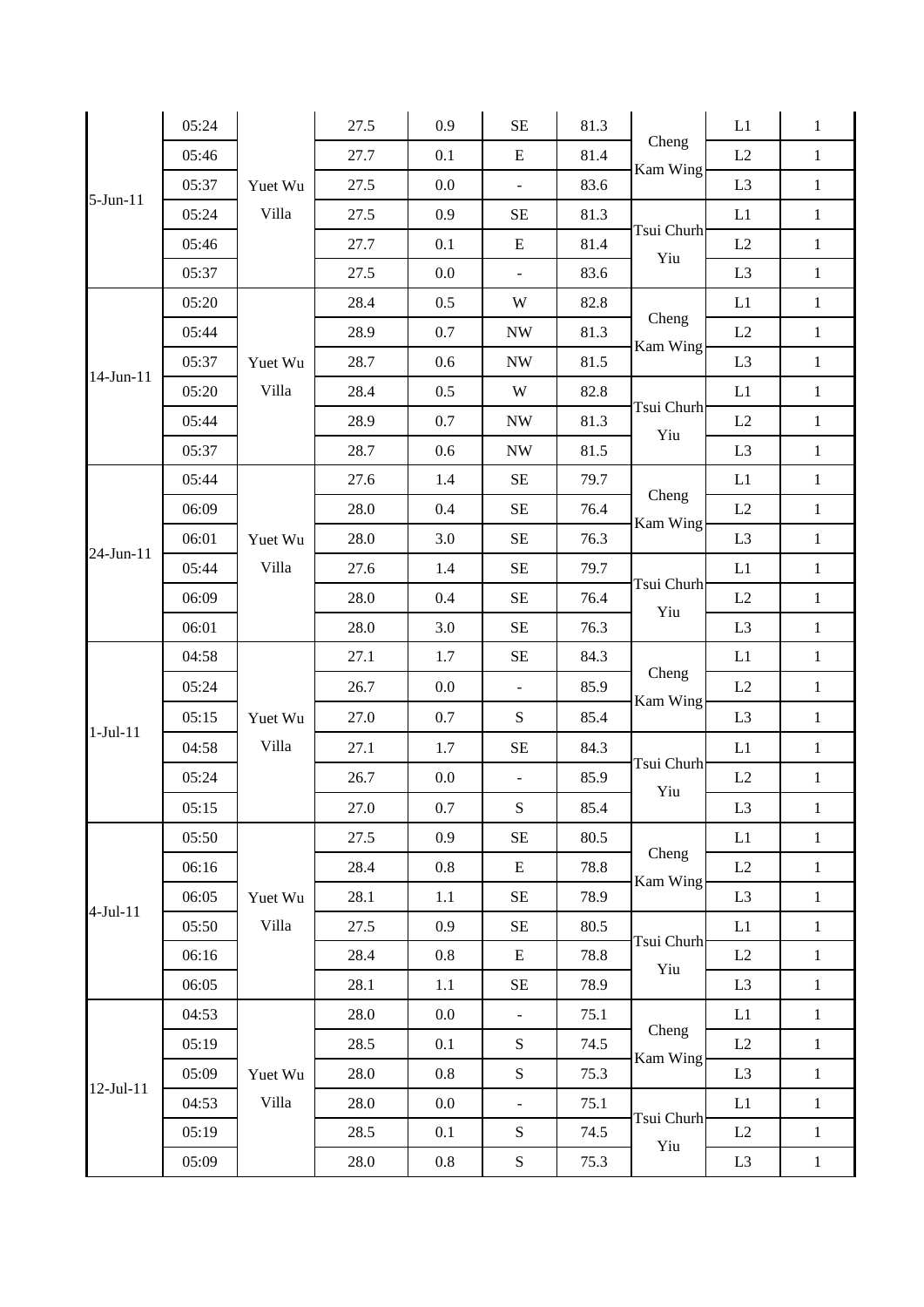| | | | | | | | | | |
|---|---|---|---|---|---|---|---|---|---|
| 5-Jun-11 | 05:24 | Yuet Wu Villa | 27.5 | 0.9 | SE | 81.3 | Cheng Kam Wing | L1 | 1 |
| | 05:46 | | 27.7 | 0.1 | E | 81.4 | | L2 | 1 |
| | 05:37 | | 27.5 | 0.0 | - | 83.6 | | L3 | 1 |
| | 05:24 | | 27.5 | 0.9 | SE | 81.3 | Tsui Churh Yiu | L1 | 1 |
| | 05:46 | | 27.7 | 0.1 | E | 81.4 | | L2 | 1 |
| | 05:37 | | 27.5 | 0.0 | - | 83.6 | | L3 | 1 |
| 14-Jun-11 | 05:20 | Yuet Wu Villa | 28.4 | 0.5 | W | 82.8 | Cheng Kam Wing | L1 | 1 |
| | 05:44 | | 28.9 | 0.7 | NW | 81.3 | | L2 | 1 |
| | 05:37 | | 28.7 | 0.6 | NW | 81.5 | | L3 | 1 |
| | 05:20 | | 28.4 | 0.5 | W | 82.8 | Tsui Churh Yiu | L1 | 1 |
| | 05:44 | | 28.9 | 0.7 | NW | 81.3 | | L2 | 1 |
| | 05:37 | | 28.7 | 0.6 | NW | 81.5 | | L3 | 1 |
| 24-Jun-11 | 05:44 | Yuet Wu Villa | 27.6 | 1.4 | SE | 79.7 | Cheng Kam Wing | L1 | 1 |
| | 06:09 | | 28.0 | 0.4 | SE | 76.4 | | L2 | 1 |
| | 06:01 | | 28.0 | 3.0 | SE | 76.3 | | L3 | 1 |
| | 05:44 | | 27.6 | 1.4 | SE | 79.7 | Tsui Churh Yiu | L1 | 1 |
| | 06:09 | | 28.0 | 0.4 | SE | 76.4 | | L2 | 1 |
| | 06:01 | | 28.0 | 3.0 | SE | 76.3 | | L3 | 1 |
| 1-Jul-11 | 04:58 | Yuet Wu Villa | 27.1 | 1.7 | SE | 84.3 | Cheng Kam Wing | L1 | 1 |
| | 05:24 | | 26.7 | 0.0 | - | 85.9 | | L2 | 1 |
| | 05:15 | | 27.0 | 0.7 | S | 85.4 | | L3 | 1 |
| | 04:58 | | 27.1 | 1.7 | SE | 84.3 | Tsui Churh Yiu | L1 | 1 |
| | 05:24 | | 26.7 | 0.0 | - | 85.9 | | L2 | 1 |
| | 05:15 | | 27.0 | 0.7 | S | 85.4 | | L3 | 1 |
| 4-Jul-11 | 05:50 | Yuet Wu Villa | 27.5 | 0.9 | SE | 80.5 | Cheng Kam Wing | L1 | 1 |
| | 06:16 | | 28.4 | 0.8 | E | 78.8 | | L2 | 1 |
| | 06:05 | | 28.1 | 1.1 | SE | 78.9 | | L3 | 1 |
| | 05:50 | | 27.5 | 0.9 | SE | 80.5 | Tsui Churh Yiu | L1 | 1 |
| | 06:16 | | 28.4 | 0.8 | E | 78.8 | | L2 | 1 |
| | 06:05 | | 28.1 | 1.1 | SE | 78.9 | | L3 | 1 |
| 12-Jul-11 | 04:53 | Yuet Wu Villa | 28.0 | 0.0 | - | 75.1 | Cheng Kam Wing | L1 | 1 |
| | 05:19 | | 28.5 | 0.1 | S | 74.5 | | L2 | 1 |
| | 05:09 | | 28.0 | 0.8 | S | 75.3 | | L3 | 1 |
| | 04:53 | | 28.0 | 0.0 | - | 75.1 | Tsui Churh Yiu | L1 | 1 |
| | 05:19 | | 28.5 | 0.1 | S | 74.5 | | L2 | 1 |
| | 05:09 | | 28.0 | 0.8 | S | 75.3 | | L3 | 1 |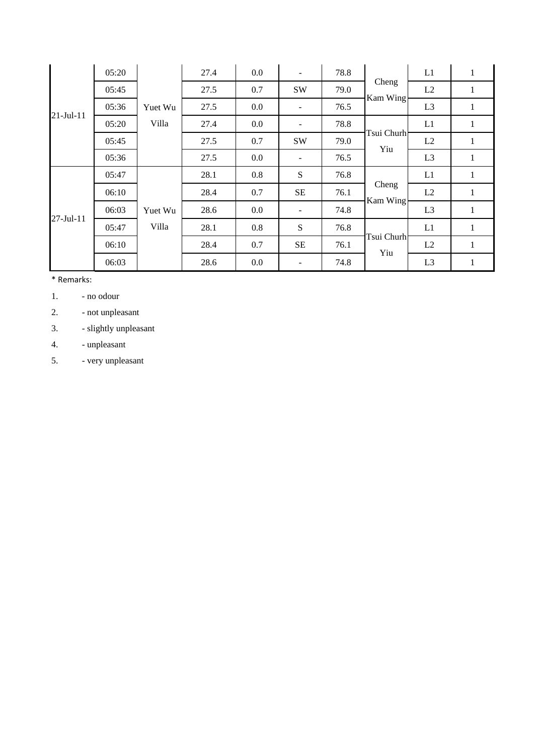| | | | | | | | | | |
|---|---|---|---|---|---|---|---|---|---|
| 21-Jul-11 | 05:20 | Yuet Wu Villa | 27.4 | 0.0 | - | 78.8 | Cheng Kam Wing | L1 | 1 |
| | 05:45 | | 27.5 | 0.7 | SW | 79.0 | | L2 | 1 |
| | 05:36 | | 27.5 | 0.0 | - | 76.5 | | L3 | 1 |
| | 05:20 | | 27.4 | 0.0 | - | 78.8 | Tsui Churh Yiu | L1 | 1 |
| | 05:45 | | 27.5 | 0.7 | SW | 79.0 | | L2 | 1 |
| | 05:36 | | 27.5 | 0.0 | - | 76.5 | | L3 | 1 |
| 27-Jul-11 | 05:47 | Yuet Wu Villa | 28.1 | 0.8 | S | 76.8 | Cheng Kam Wing | L1 | 1 |
| | 06:10 | | 28.4 | 0.7 | SE | 76.1 | | L2 | 1 |
| | 06:03 | | 28.6 | 0.0 | - | 74.8 | | L3 | 1 |
| | 05:47 | | 28.1 | 0.8 | S | 76.8 | Tsui Churh Yiu | L1 | 1 |
| | 06:10 | | 28.4 | 0.7 | SE | 76.1 | | L2 | 1 |
| | 06:03 | | 28.6 | 0.0 | - | 74.8 | | L3 | 1 |

* Remarks:

1. - no odour
2. - not unpleasant
3. - slightly unpleasant
4. - unpleasant
5. - very unpleasant